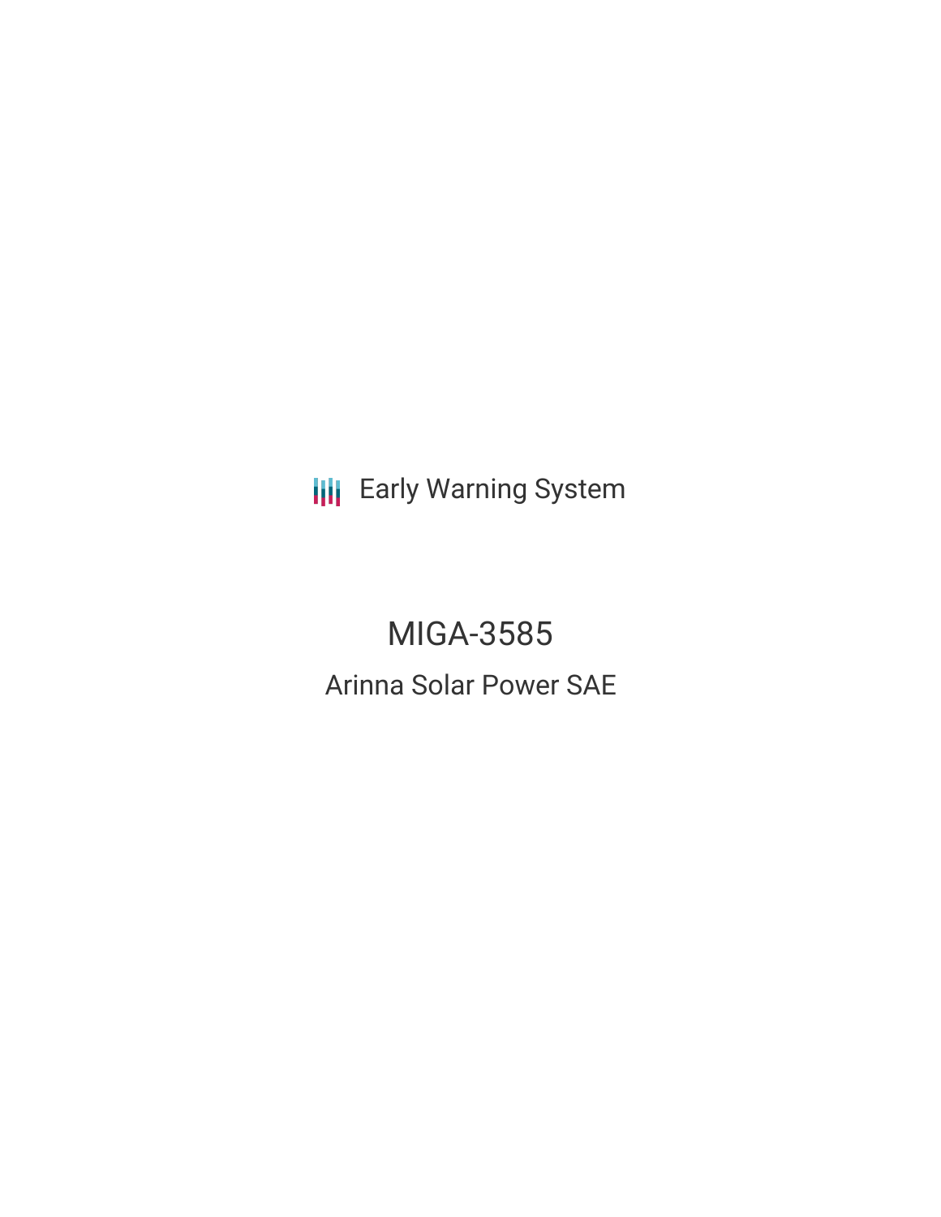Early Warning System

# MIGA-3585

## Arinna Solar Power SAE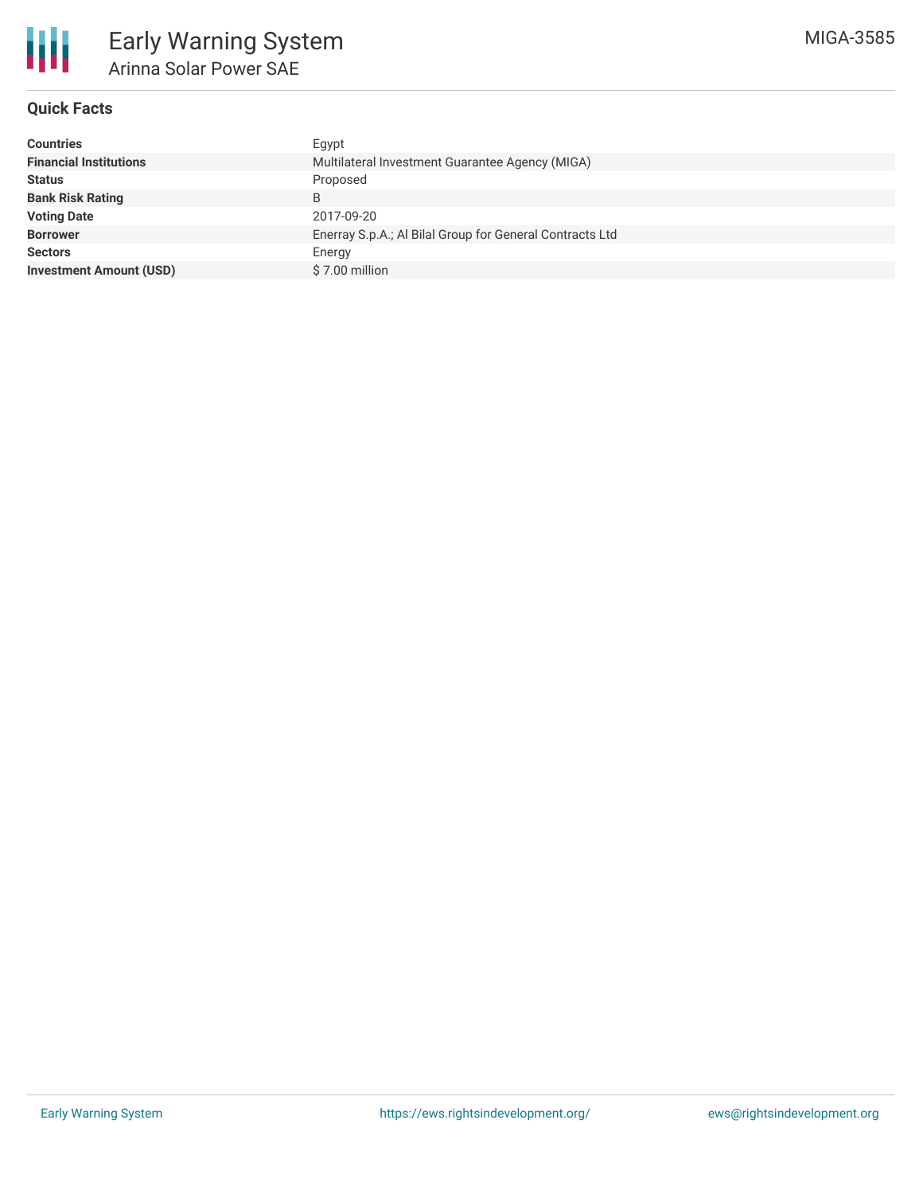# Early Warning System

## Arinna Solar Power SAE

MIGA-3585

### Quick Facts

| | |
|---|---|
| **Countries** | Egypt |
| **Financial Institutions** | Multilateral Investment Guarantee Agency (MIGA) |
| **Status** | Proposed |
| **Bank Risk Rating** | B |
| **Voting Date** | 2017-09-20 |
| **Borrower** | Enerray S.p.A.; Al Bilal Group for General Contracts Ltd |
| **Sectors** | Energy |
| **Investment Amount (USD)** | $ 7.00 million |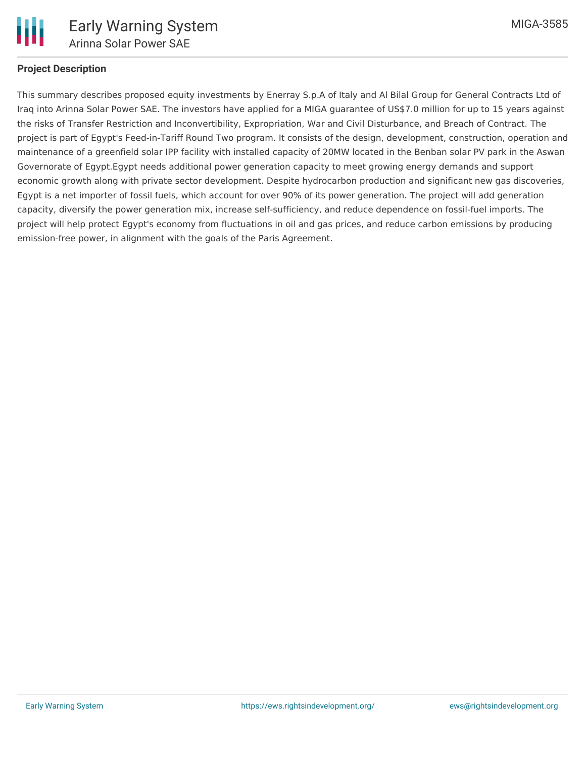## Project Description

This summary describes proposed equity investments by Enerray S.p.A of Italy and Al Bilal Group for General Contracts Ltd of Iraq into Arinna Solar Power SAE. The investors have applied for a MIGA guarantee of US$7.0 million for up to 15 years against the risks of Transfer Restriction and Inconvertibility, Expropriation, War and Civil Disturbance, and Breach of Contract. The project is part of Egypt's Feed-in-Tariff Round Two program. It consists of the design, development, construction, operation and maintenance of a greenfield solar IPP facility with installed capacity of 20MW located in the Benban solar PV park in the Aswan Governorate of Egypt.Egypt needs additional power generation capacity to meet growing energy demands and support economic growth along with private sector development. Despite hydrocarbon production and significant new gas discoveries, Egypt is a net importer of fossil fuels, which account for over 90% of its power generation. The project will add generation capacity, diversify the power generation mix, increase self-sufficiency, and reduce dependence on fossil-fuel imports. The project will help protect Egypt's economy from fluctuations in oil and gas prices, and reduce carbon emissions by producing emission-free power, in alignment with the goals of the Paris Agreement.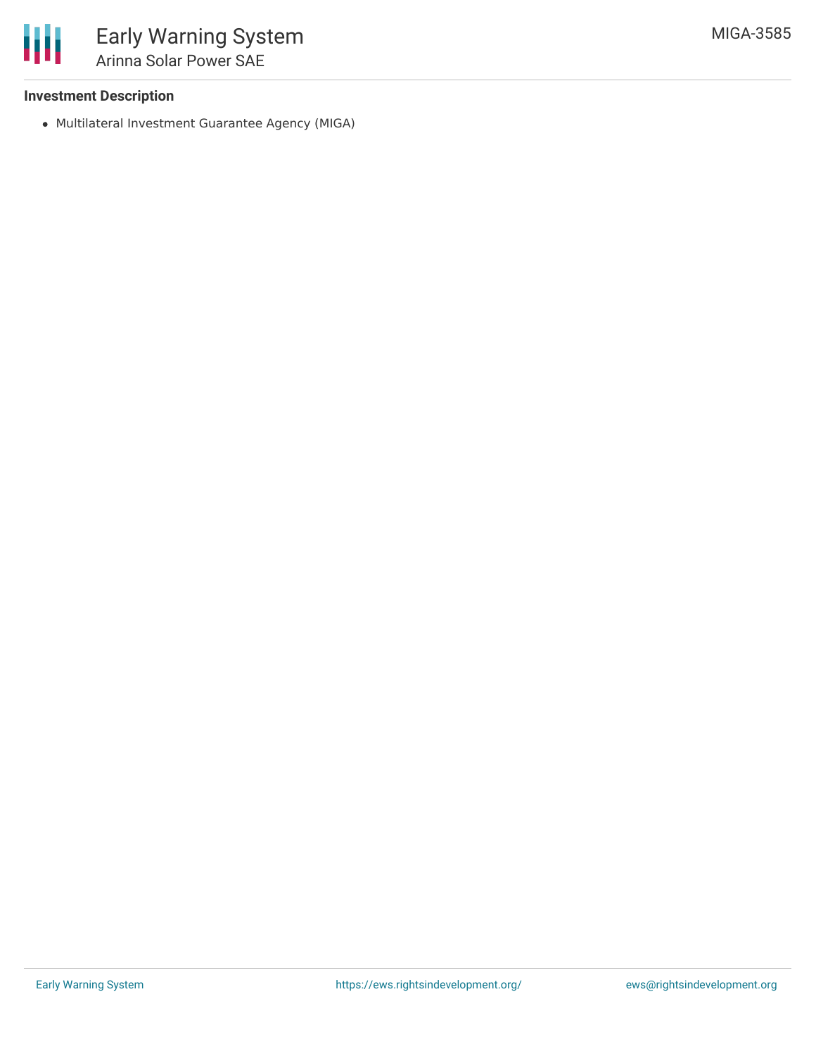**Investment Description**

- Multilateral Investment Guarantee Agency (MIGA)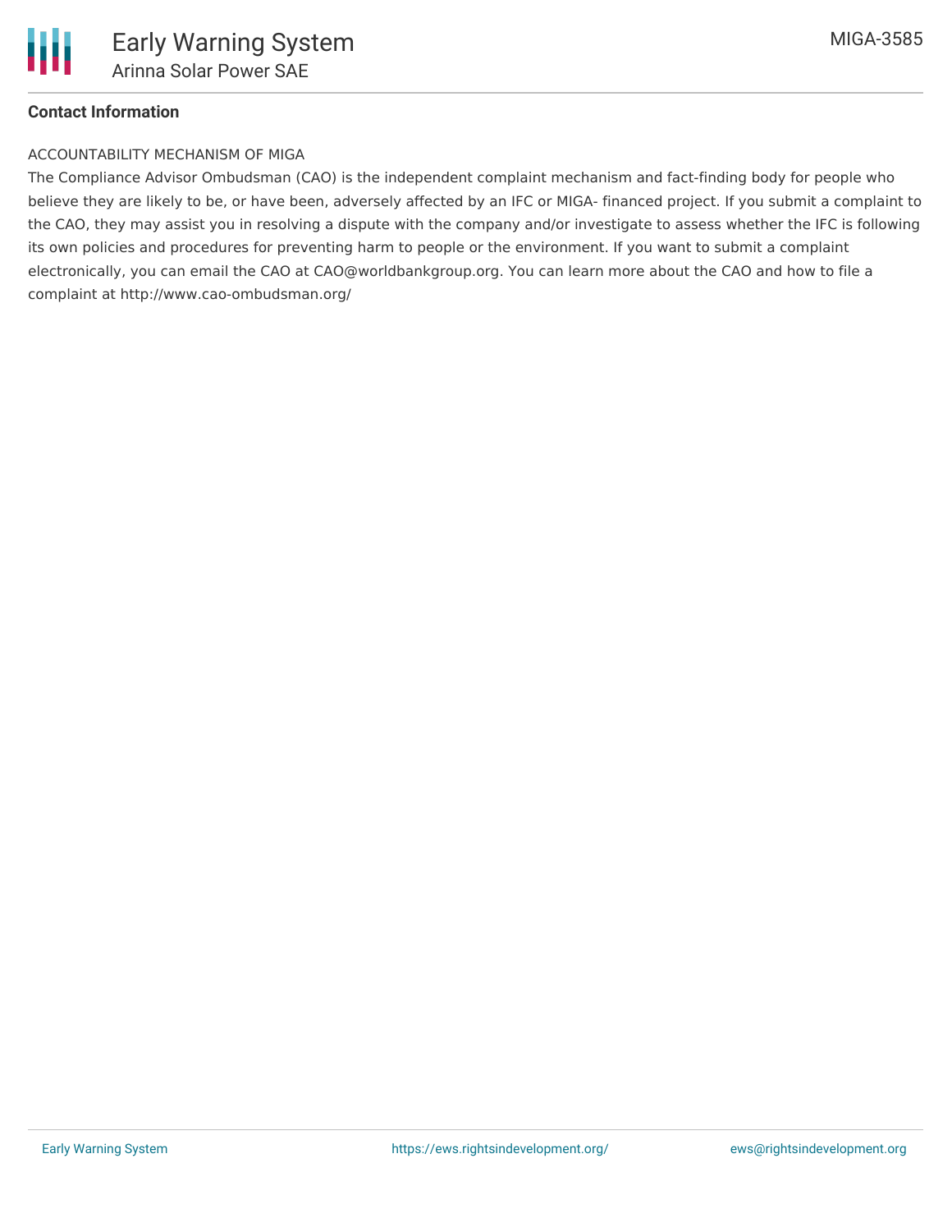**Contact Information**

ACCOUNTABILITY MECHANISM OF MIGA

The Compliance Advisor Ombudsman (CAO) is the independent complaint mechanism and fact-finding body for people who believe they are likely to be, or have been, adversely affected by an IFC or MIGA- financed project. If you submit a complaint to the CAO, they may assist you in resolving a dispute with the company and/or investigate to assess whether the IFC is following its own policies and procedures for preventing harm to people or the environment. If you want to submit a complaint electronically, you can email the CAO at CAO@worldbankgroup.org. You can learn more about the CAO and how to file a complaint at http://www.cao-ombudsman.org/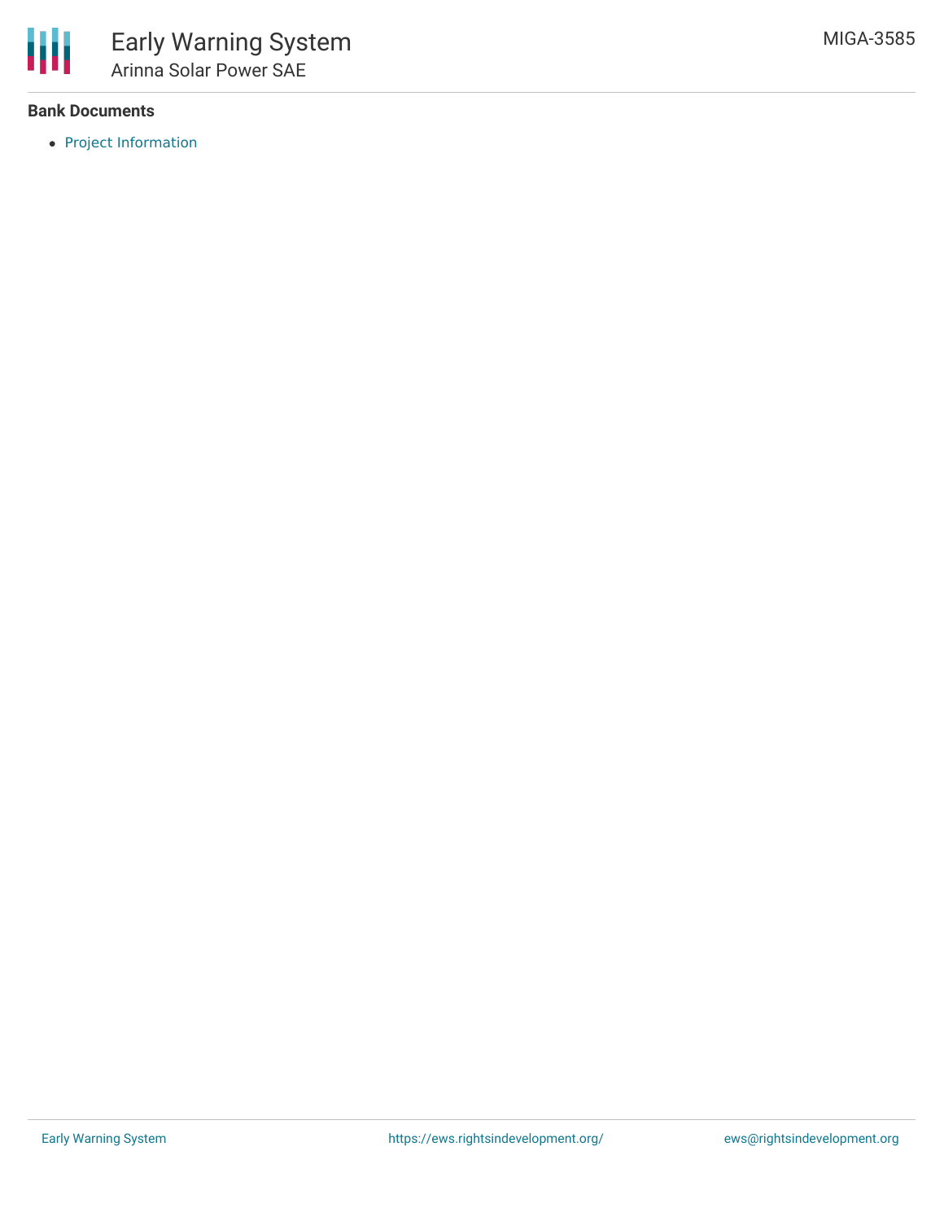**Bank Documents**

- Project Information